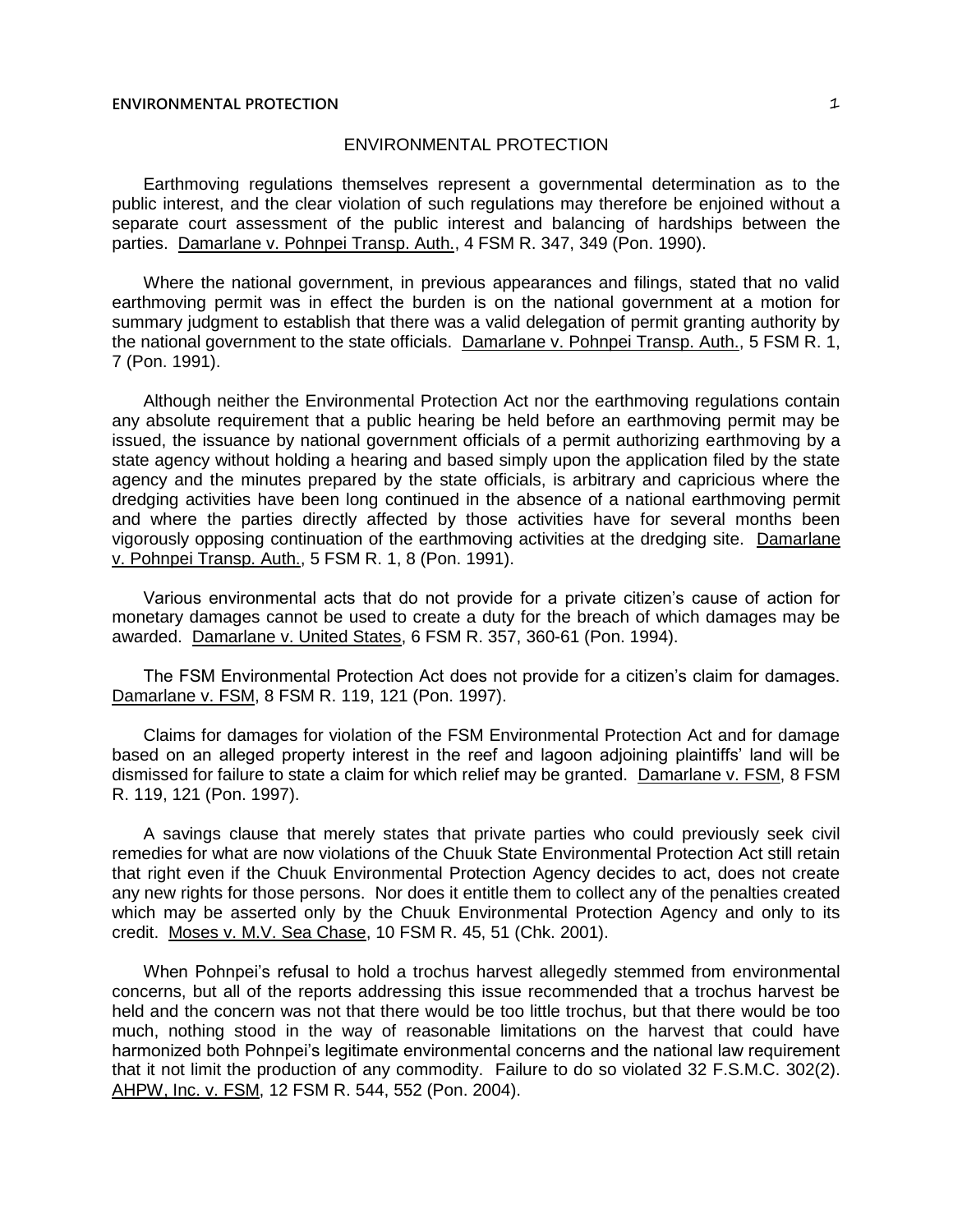# ENVIRONMENTAL PROTECTION

Earthmoving regulations themselves represent a governmental determination as to the public interest, and the clear violation of such regulations may therefore be enjoined without a separate court assessment of the public interest and balancing of hardships between the parties. Damarlane v. Pohnpei Transp. Auth., 4 FSM R. 347, 349 (Pon. 1990).

Where the national government, in previous appearances and filings, stated that no valid earthmoving permit was in effect the burden is on the national government at a motion for summary judgment to establish that there was a valid delegation of permit granting authority by the national government to the state officials. Damarlane v. Pohnpei Transp. Auth., 5 FSM R. 1, 7 (Pon. 1991).

Although neither the Environmental Protection Act nor the earthmoving regulations contain any absolute requirement that a public hearing be held before an earthmoving permit may be issued, the issuance by national government officials of a permit authorizing earthmoving by a state agency without holding a hearing and based simply upon the application filed by the state agency and the minutes prepared by the state officials, is arbitrary and capricious where the dredging activities have been long continued in the absence of a national earthmoving permit and where the parties directly affected by those activities have for several months been vigorously opposing continuation of the earthmoving activities at the dredging site. Damarlane v. Pohnpei Transp. Auth., 5 FSM R. 1, 8 (Pon. 1991).

Various environmental acts that do not provide for a private citizen's cause of action for monetary damages cannot be used to create a duty for the breach of which damages may be awarded. Damarlane v. United States, 6 FSM R. 357, 360-61 (Pon. 1994).

The FSM Environmental Protection Act does not provide for a citizen's claim for damages. Damarlane v. FSM, 8 FSM R. 119, 121 (Pon. 1997).

Claims for damages for violation of the FSM Environmental Protection Act and for damage based on an alleged property interest in the reef and lagoon adjoining plaintiffs' land will be dismissed for failure to state a claim for which relief may be granted. Damarlane v. FSM, 8 FSM R. 119, 121 (Pon. 1997).

A savings clause that merely states that private parties who could previously seek civil remedies for what are now violations of the Chuuk State Environmental Protection Act still retain that right even if the Chuuk Environmental Protection Agency decides to act, does not create any new rights for those persons. Nor does it entitle them to collect any of the penalties created which may be asserted only by the Chuuk Environmental Protection Agency and only to its credit. Moses v. M.V. Sea Chase, 10 FSM R. 45, 51 (Chk. 2001).

When Pohnpei's refusal to hold a trochus harvest allegedly stemmed from environmental concerns, but all of the reports addressing this issue recommended that a trochus harvest be held and the concern was not that there would be too little trochus, but that there would be too much, nothing stood in the way of reasonable limitations on the harvest that could have harmonized both Pohnpei's legitimate environmental concerns and the national law requirement that it not limit the production of any commodity. Failure to do so violated 32 F.S.M.C. 302(2). AHPW, Inc. v. FSM, 12 FSM R. 544, 552 (Pon. 2004).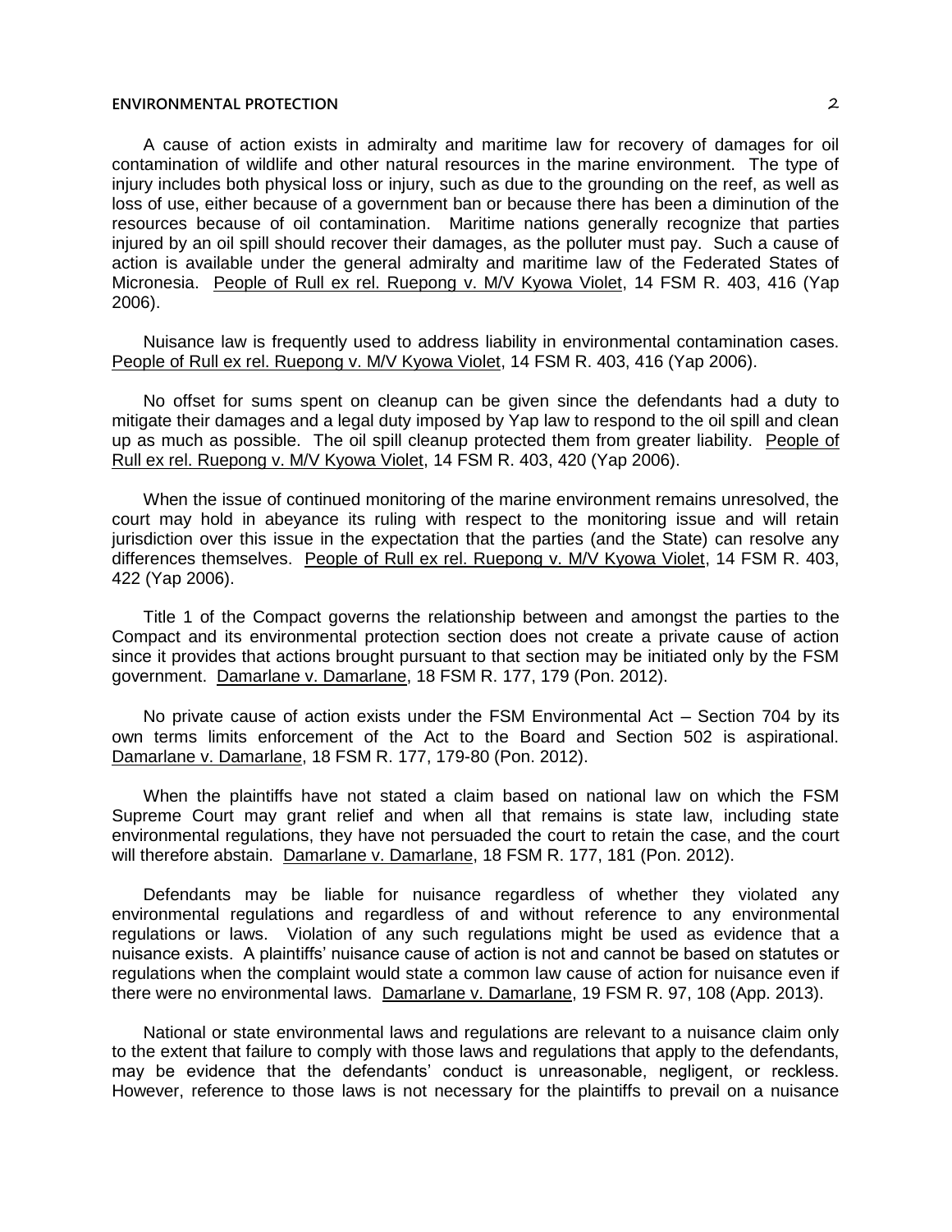A cause of action exists in admiralty and maritime law for recovery of damages for oil contamination of wildlife and other natural resources in the marine environment. The type of injury includes both physical loss or injury, such as due to the grounding on the reef, as well as loss of use, either because of a government ban or because there has been a diminution of the resources because of oil contamination. Maritime nations generally recognize that parties injured by an oil spill should recover their damages, as the polluter must pay. Such a cause of action is available under the general admiralty and maritime law of the Federated States of Micronesia. People of Rull ex rel. Ruepong v. M/V Kyowa Violet, 14 FSM R. 403, 416 (Yap 2006).

Nuisance law is frequently used to address liability in environmental contamination cases. People of Rull ex rel. Ruepong v. M/V Kyowa Violet, 14 FSM R. 403, 416 (Yap 2006).

No offset for sums spent on cleanup can be given since the defendants had a duty to mitigate their damages and a legal duty imposed by Yap law to respond to the oil spill and clean up as much as possible. The oil spill cleanup protected them from greater liability. People of Rull ex rel. Ruepong v. M/V Kyowa Violet, 14 FSM R. 403, 420 (Yap 2006).

When the issue of continued monitoring of the marine environment remains unresolved, the court may hold in abeyance its ruling with respect to the monitoring issue and will retain jurisdiction over this issue in the expectation that the parties (and the State) can resolve any differences themselves. People of Rull ex rel. Ruepong v. M/V Kyowa Violet, 14 FSM R. 403, 422 (Yap 2006).

Title 1 of the Compact governs the relationship between and amongst the parties to the Compact and its environmental protection section does not create a private cause of action since it provides that actions brought pursuant to that section may be initiated only by the FSM government. Damarlane v. Damarlane, 18 FSM R. 177, 179 (Pon. 2012).

No private cause of action exists under the FSM Environmental Act – Section 704 by its own terms limits enforcement of the Act to the Board and Section 502 is aspirational. Damarlane v. Damarlane, 18 FSM R. 177, 179-80 (Pon. 2012).

When the plaintiffs have not stated a claim based on national law on which the FSM Supreme Court may grant relief and when all that remains is state law, including state environmental regulations, they have not persuaded the court to retain the case, and the court will therefore abstain. Damarlane v. Damarlane, 18 FSM R. 177, 181 (Pon. 2012).

Defendants may be liable for nuisance regardless of whether they violated any environmental regulations and regardless of and without reference to any environmental regulations or laws. Violation of any such regulations might be used as evidence that a nuisance exists. A plaintiffs' nuisance cause of action is not and cannot be based on statutes or regulations when the complaint would state a common law cause of action for nuisance even if there were no environmental laws. Damarlane v. Damarlane, 19 FSM R. 97, 108 (App. 2013).

National or state environmental laws and regulations are relevant to a nuisance claim only to the extent that failure to comply with those laws and regulations that apply to the defendants, may be evidence that the defendants' conduct is unreasonable, negligent, or reckless. However, reference to those laws is not necessary for the plaintiffs to prevail on a nuisance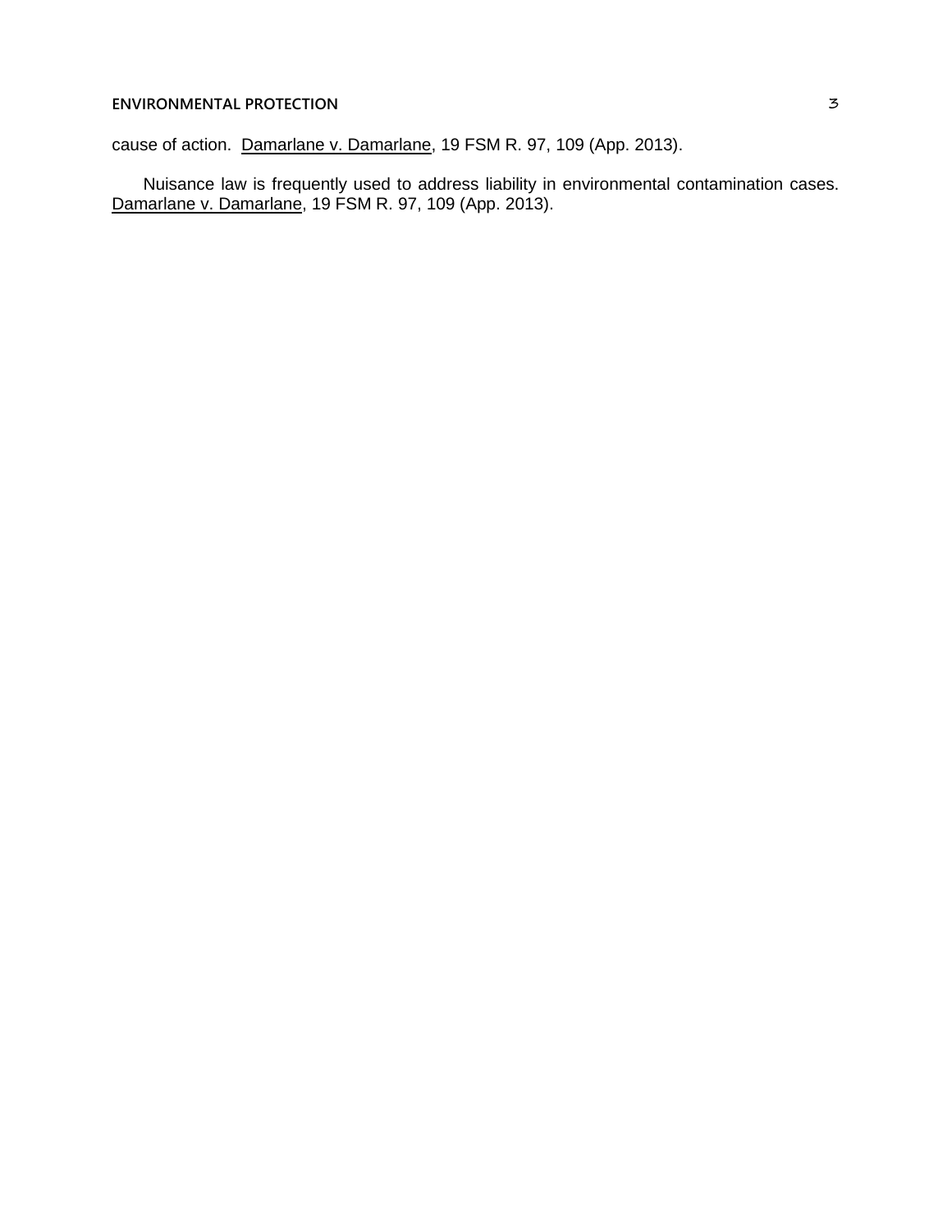cause of action. Damarlane v. Damarlane, 19 FSM R. 97, 109 (App. 2013).

Nuisance law is frequently used to address liability in environmental contamination cases. Damarlane v. Damarlane, 19 FSM R. 97, 109 (App. 2013).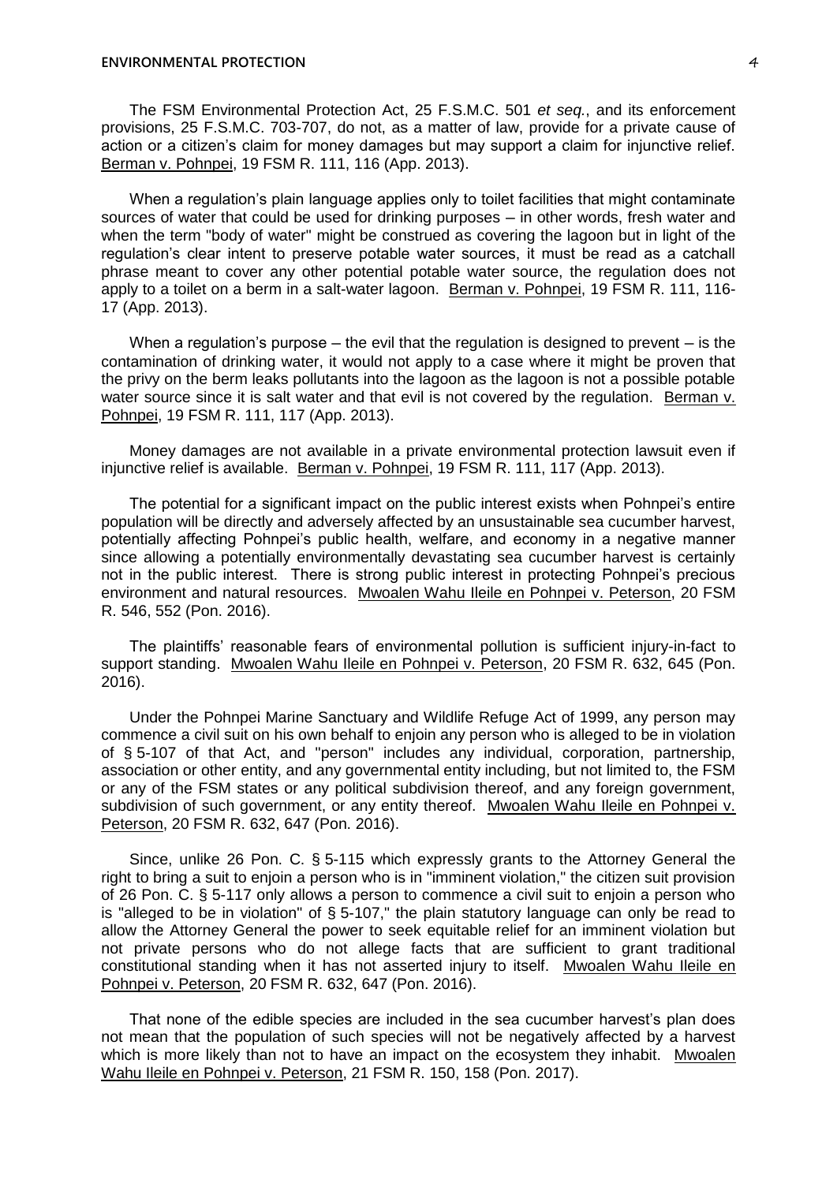The FSM Environmental Protection Act, 25 F.S.M.C. 501 *et seq.*, and its enforcement provisions, 25 F.S.M.C. 703-707, do not, as a matter of law, provide for a private cause of action or a citizen's claim for money damages but may support a claim for injunctive relief. Berman v. Pohnpei, 19 FSM R. 111, 116 (App. 2013).

When a regulation's plain language applies only to toilet facilities that might contaminate sources of water that could be used for drinking purposes – in other words, fresh water and when the term "body of water" might be construed as covering the lagoon but in light of the regulation's clear intent to preserve potable water sources, it must be read as a catchall phrase meant to cover any other potential potable water source, the regulation does not apply to a toilet on a berm in a salt-water lagoon. Berman v. Pohnpei, 19 FSM R. 111, 116-17 (App. 2013).

When a regulation's purpose – the evil that the regulation is designed to prevent – is the contamination of drinking water, it would not apply to a case where it might be proven that the privy on the berm leaks pollutants into the lagoon as the lagoon is not a possible potable water source since it is salt water and that evil is not covered by the regulation. Berman v. Pohnpei, 19 FSM R. 111, 117 (App. 2013).

Money damages are not available in a private environmental protection lawsuit even if injunctive relief is available. Berman v. Pohnpei, 19 FSM R. 111, 117 (App. 2013).

The potential for a significant impact on the public interest exists when Pohnpei's entire population will be directly and adversely affected by an unsustainable sea cucumber harvest, potentially affecting Pohnpei's public health, welfare, and economy in a negative manner since allowing a potentially environmentally devastating sea cucumber harvest is certainly not in the public interest. There is strong public interest in protecting Pohnpei's precious environment and natural resources. Mwoalen Wahu Ileile en Pohnpei v. Peterson, 20 FSM R. 546, 552 (Pon. 2016).

The plaintiffs' reasonable fears of environmental pollution is sufficient injury-in-fact to support standing. Mwoalen Wahu Ileile en Pohnpei v. Peterson, 20 FSM R. 632, 645 (Pon. 2016).

Under the Pohnpei Marine Sanctuary and Wildlife Refuge Act of 1999, any person may commence a civil suit on his own behalf to enjoin any person who is alleged to be in violation of § 5-107 of that Act, and "person" includes any individual, corporation, partnership, association or other entity, and any governmental entity including, but not limited to, the FSM or any of the FSM states or any political subdivision thereof, and any foreign government, subdivision of such government, or any entity thereof. Mwoalen Wahu Ileile en Pohnpei v. Peterson, 20 FSM R. 632, 647 (Pon. 2016).

Since, unlike 26 Pon. C. § 5-115 which expressly grants to the Attorney General the right to bring a suit to enjoin a person who is in "imminent violation," the citizen suit provision of 26 Pon. C. § 5-117 only allows a person to commence a civil suit to enjoin a person who is "alleged to be in violation" of § 5-107," the plain statutory language can only be read to allow the Attorney General the power to seek equitable relief for an imminent violation but not private persons who do not allege facts that are sufficient to grant traditional constitutional standing when it has not asserted injury to itself. Mwoalen Wahu Ileile en Pohnpei v. Peterson, 20 FSM R. 632, 647 (Pon. 2016).

That none of the edible species are included in the sea cucumber harvest's plan does not mean that the population of such species will not be negatively affected by a harvest which is more likely than not to have an impact on the ecosystem they inhabit. Mwoalen Wahu Ileile en Pohnpei v. Peterson, 21 FSM R. 150, 158 (Pon. 2017).